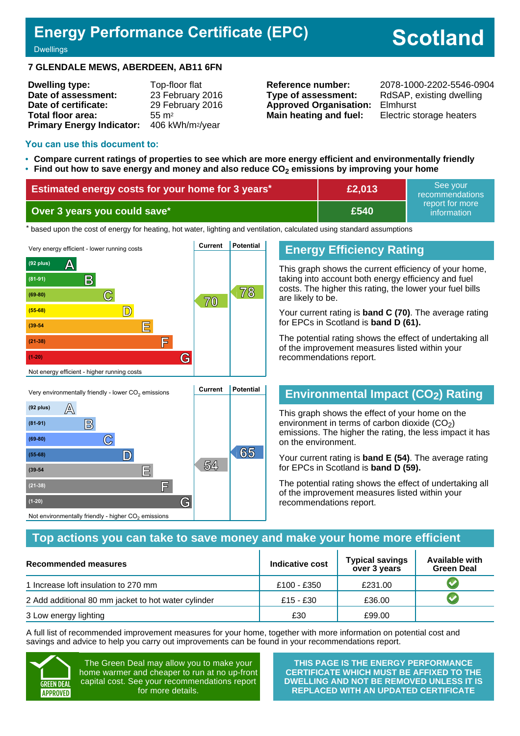# Energy Performance Certificate (EPC)

Dwellings

**Scotland**

**7 GLENDALE MEWS, ABERDEEN, AB11 6FN**

| | |
|---|---|
| **Dwelling type:** | Top-floor flat |
| **Date of assessment:** | 23 February 2016 |
| **Date of certificate:** | 29 February 2016 |
| **Total floor area:** | 55 m² |
| **Primary Energy Indicator:** | 406 kWh/m²/year |

| | |
|---|---|
| **Reference number:** | 2078-1000-2202-5546-0904 |
| **Type of assessment:** | RdSAP, existing dwelling |
| **Approved Organisation:** | Elmhurst |
| **Main heating and fuel:** | Electric storage heaters |

## You can use this document to:

- **Compare current ratings of properties to see which are more energy efficient and environmentally friendly**
- **Find out how to save energy and money and also reduce $CO_2$ emissions by improving your home**

| | | |
|---|---|---|
| **Estimated energy costs for your home for 3 years*** | **£2,013** | See your recommendations report for more information |
| **Over 3 years you could save*** | **£540** | |

\* based upon the cost of energy for heating, hot water, lighting and ventilation, calculated using standard assumptions

| Energy Efficiency Rating | Current | Potential |
|---|---|---|
| Very energy efficient - lower running costs | | |
| (92 plus) A | | |
| (81-91) B | | |
| (69-80) C | 70 | 78 |
| (55-68) D | | |
| (39-54) E | | |
| (21-38) F | | |
| (1-20) G | | |
| Not energy efficient - higher running costs | | |

## Energy Efficiency Rating

This graph shows the current efficiency of your home, taking into account both energy efficiency and fuel costs. The higher this rating, the lower your fuel bills are likely to be.

Your current rating is **band C (70)**. The average rating for EPCs in Scotland is **band D (61).**

The potential rating shows the effect of undertaking all of the improvement measures listed within your recommendations report.

| Environmental Impact ($CO_2$) Rating | Current | Potential |
|---|---|---|
| Very environmentally friendly - lower $CO_2$ emissions | | |
| (92 plus) A | | |
| (81-91) B | | |
| (69-80) C | | |
| (55-68) D | | 65 |
| (39-54) E | 54 | |
| (21-38) F | | |
| (1-20) G | | |
| Not environmentally friendly - higher $CO_2$ emissions | | |

## Environmental Impact ($CO_2$) Rating

This graph shows the effect of your home on the environment in terms of carbon dioxide ($CO_2$) emissions. The higher the rating, the less impact it has on the environment.

Your current rating is **band E (54)**. The average rating for EPCs in Scotland is **band D (59).**

The potential rating shows the effect of undertaking all of the improvement measures listed within your recommendations report.

## Top actions you can take to save money and make your home more efficient

| Recommended measures | Indicative cost | Typical savings over 3 years | Available with Green Deal |
|---|---|---|---|
| 1 Increase loft insulation to 270 mm | £100 - £350 | £231.00 | ✔ |
| 2 Add additional 80 mm jacket to hot water cylinder | £15 - £30 | £36.00 | ✔ |
| 3 Low energy lighting | £30 | £99.00 | |

A full list of recommended improvement measures for your home, together with more information on potential cost and savings and advice to help you carry out improvements can be found in your recommendations report.

GREEN DEAL APPROVED

The Green Deal may allow you to make your home warmer and cheaper to run at no up-front capital cost. See your recommendations report for more details.

**THIS PAGE IS THE ENERGY PERFORMANCE CERTIFICATE WHICH MUST BE AFFIXED TO THE DWELLING AND NOT BE REMOVED UNLESS IT IS REPLACED WITH AN UPDATED CERTIFICATE**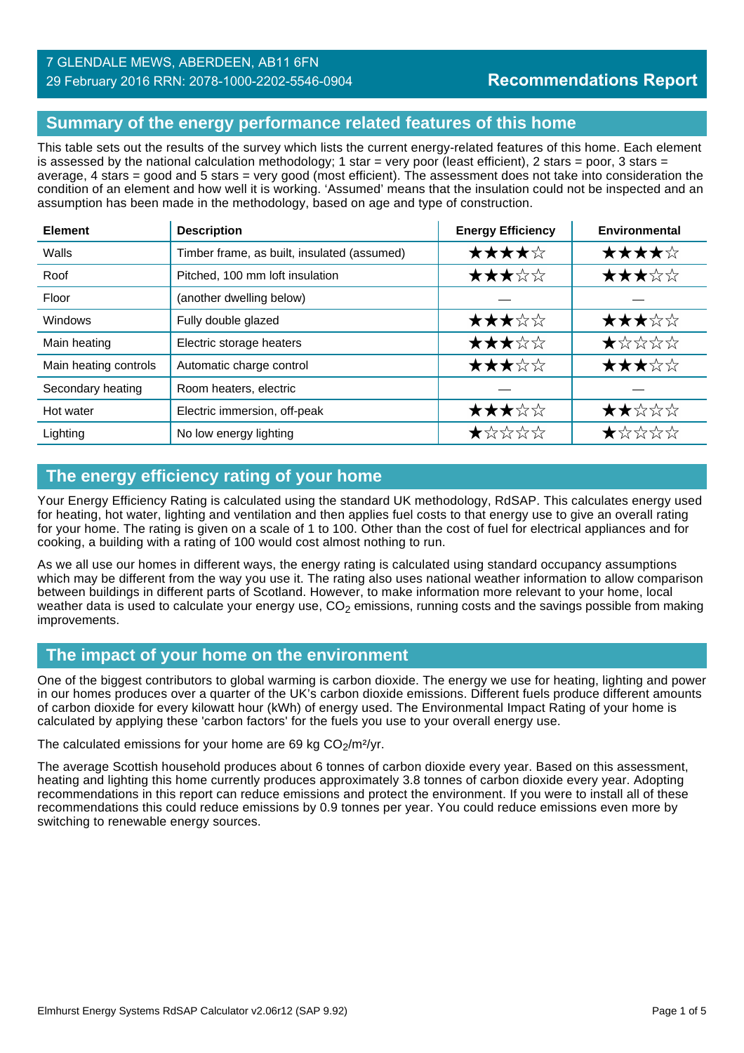7 GLENDALE MEWS, ABERDEEN, AB11 6FN
29 February 2016 RRN: 2078-1000-2202-5546-0904

**Recommendations Report**

## Summary of the energy performance related features of this home

This table sets out the results of the survey which lists the current energy-related features of this home. Each element is assessed by the national calculation methodology; 1 star = very poor (least efficient), 2 stars = poor, 3 stars = average, 4 stars = good and 5 stars = very good (most efficient). The assessment does not take into consideration the condition of an element and how well it is working. 'Assumed' means that the insulation could not be inspected and an assumption has been made in the methodology, based on age and type of construction.

| Element | Description | Energy Efficiency | Environmental |
|---|---|---|---|
| Walls | Timber frame, as built, insulated (assumed) | ★★★★☆ | ★★★★☆ |
| Roof | Pitched, 100 mm loft insulation | ★★★☆☆ | ★★★☆☆ |
| Floor | (another dwelling below) | — | — |
| Windows | Fully double glazed | ★★★☆☆ | ★★★☆☆ |
| Main heating | Electric storage heaters | ★★★☆☆ | ★☆☆☆☆ |
| Main heating controls | Automatic charge control | ★★★☆☆ | ★★★☆☆ |
| Secondary heating | Room heaters, electric | — | — |
| Hot water | Electric immersion, off-peak | ★★★☆☆ | ★★☆☆☆ |
| Lighting | No low energy lighting | ★☆☆☆☆ | ★☆☆☆☆ |

## The energy efficiency rating of your home

Your Energy Efficiency Rating is calculated using the standard UK methodology, RdSAP. This calculates energy used for heating, hot water, lighting and ventilation and then applies fuel costs to that energy use to give an overall rating for your home. The rating is given on a scale of 1 to 100. Other than the cost of fuel for electrical appliances and for cooking, a building with a rating of 100 would cost almost nothing to run.

As we all use our homes in different ways, the energy rating is calculated using standard occupancy assumptions which may be different from the way you use it. The rating also uses national weather information to allow comparison between buildings in different parts of Scotland. However, to make information more relevant to your home, local weather data is used to calculate your energy use, $CO_2$ emissions, running costs and the savings possible from making improvements.

## The impact of your home on the environment

One of the biggest contributors to global warming is carbon dioxide. The energy we use for heating, lighting and power in our homes produces over a quarter of the UK's carbon dioxide emissions. Different fuels produce different amounts of carbon dioxide for every kilowatt hour (kWh) of energy used. The Environmental Impact Rating of your home is calculated by applying these 'carbon factors' for the fuels you use to your overall energy use.

The calculated emissions for your home are 69 kg $CO_2/m^2/yr$.

The average Scottish household produces about 6 tonnes of carbon dioxide every year. Based on this assessment, heating and lighting this home currently produces approximately 3.8 tonnes of carbon dioxide every year. Adopting recommendations in this report can reduce emissions and protect the environment. If you were to install all of these recommendations this could reduce emissions by 0.9 tonnes per year. You could reduce emissions even more by switching to renewable energy sources.

Elmhurst Energy Systems RdSAP Calculator v2.06r12 (SAP 9.92)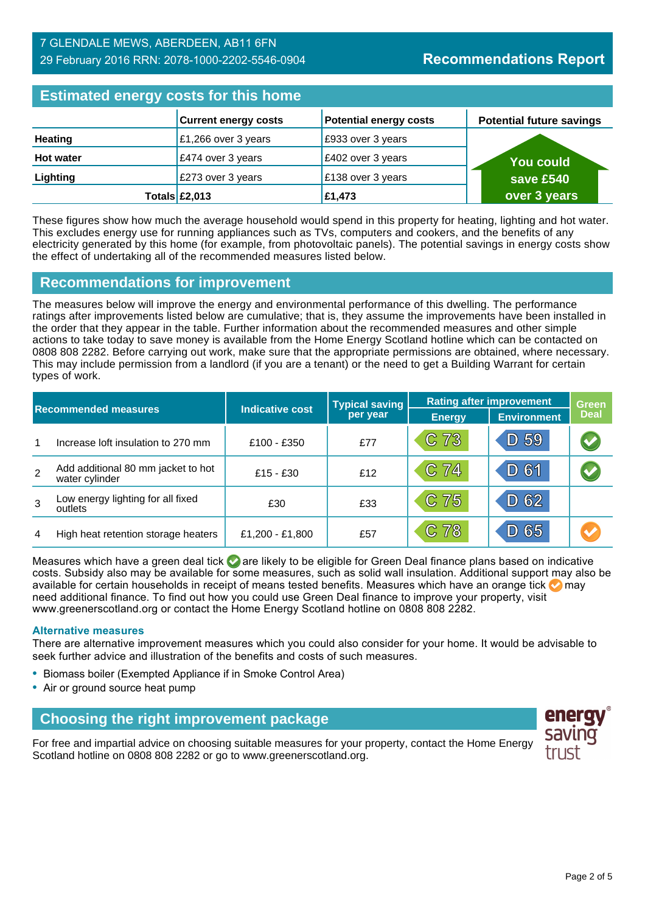7 GLENDALE MEWS, ABERDEEN, AB11 6FN
29 February 2016 RRN: 2078-1000-2202-5546-0904

**Recommendations Report**

## Estimated energy costs for this home

| | Current energy costs | Potential energy costs | Potential future savings |
|---|---|---|---|
| Heating | £1,266 over 3 years | £933 over 3 years | You could save £540 over 3 years |
| Hot water | £474 over 3 years | £402 over 3 years | |
| Lighting | £273 over 3 years | £138 over 3 years | |
| Totals | £2,013 | £1,473 | |

These figures show how much the average household would spend in this property for heating, lighting and hot water. This excludes energy use for running appliances such as TVs, computers and cookers, and the benefits of any electricity generated by this home (for example, from photovoltaic panels). The potential savings in energy costs show the effect of undertaking all of the recommended measures listed below.

## Recommendations for improvement

The measures below will improve the energy and environmental performance of this dwelling. The performance ratings after improvements listed below are cumulative; that is, they assume the improvements have been installed in the order that they appear in the table. Further information about the recommended measures and other simple actions to take today to save money is available from the Home Energy Scotland hotline which can be contacted on 0808 808 2282. Before carrying out work, make sure that the appropriate permissions are obtained, where necessary. This may include permission from a landlord (if you are a tenant) or the need to get a Building Warrant for certain types of work.

| | Recommended measures | Indicative cost | Typical saving per year | Rating after improvement | | Green Deal |
|---|---|---|---|---|---|---|
| | | | | Energy | Environment | |
| 1 | Increase loft insulation to 270 mm | £100 - £350 | £77 | C 73 | D 59 | ✔ (green) |
| 2 | Add additional 80 mm jacket to hot water cylinder | £15 - £30 | £12 | C 74 | D 61 | ✔ (green) |
| 3 | Low energy lighting for all fixed outlets | £30 | £33 | C 75 | D 62 | |
| 4 | High heat retention storage heaters | £1,200 - £1,800 | £57 | C 78 | D 65 | ✔ (orange) |

Measures which have a green deal tick are likely to be eligible for Green Deal finance plans based on indicative costs. Subsidy also may be available for some measures, such as solid wall insulation. Additional support may also be available for certain households in receipt of means tested benefits. Measures which have an orange tick may need additional finance. To find out how you could use Green Deal finance to improve your property, visit www.greenerscotland.org or contact the Home Energy Scotland hotline on 0808 808 2282.

### Alternative measures

There are alternative improvement measures which you could also consider for your home. It would be advisable to seek further advice and illustration of the benefits and costs of such measures.

- Biomass boiler (Exempted Appliance if in Smoke Control Area)
- Air or ground source heat pump

## Choosing the right improvement package

For free and impartial advice on choosing suitable measures for your property, contact the Home Energy Scotland hotline on 0808 808 2282 or go to www.greenerscotland.org.

energy saving trust®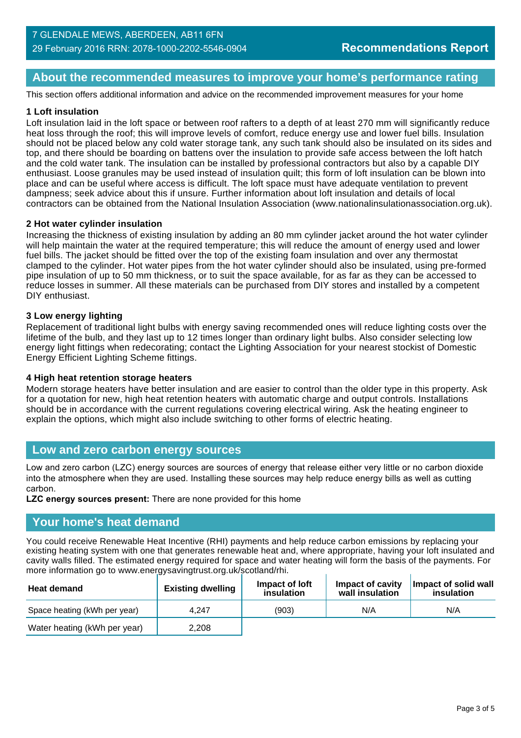## About the recommended measures to improve your home's performance rating

This section offers additional information and advice on the recommended improvement measures for your home

**1 Loft insulation**

Loft insulation laid in the loft space or between roof rafters to a depth of at least 270 mm will significantly reduce heat loss through the roof; this will improve levels of comfort, reduce energy use and lower fuel bills. Insulation should not be placed below any cold water storage tank, any such tank should also be insulated on its sides and top, and there should be boarding on battens over the insulation to provide safe access between the loft hatch and the cold water tank. The insulation can be installed by professional contractors but also by a capable DIY enthusiast. Loose granules may be used instead of insulation quilt; this form of loft insulation can be blown into place and can be useful where access is difficult. The loft space must have adequate ventilation to prevent dampness; seek advice about this if unsure. Further information about loft insulation and details of local contractors can be obtained from the National Insulation Association (www.nationalinsulationassociation.org.uk).

**2 Hot water cylinder insulation**

Increasing the thickness of existing insulation by adding an 80 mm cylinder jacket around the hot water cylinder will help maintain the water at the required temperature; this will reduce the amount of energy used and lower fuel bills. The jacket should be fitted over the top of the existing foam insulation and over any thermostat clamped to the cylinder. Hot water pipes from the hot water cylinder should also be insulated, using pre-formed pipe insulation of up to 50 mm thickness, or to suit the space available, for as far as they can be accessed to reduce losses in summer. All these materials can be purchased from DIY stores and installed by a competent DIY enthusiast.

**3 Low energy lighting**

Replacement of traditional light bulbs with energy saving recommended ones will reduce lighting costs over the lifetime of the bulb, and they last up to 12 times longer than ordinary light bulbs. Also consider selecting low energy light fittings when redecorating; contact the Lighting Association for your nearest stockist of Domestic Energy Efficient Lighting Scheme fittings.

**4 High heat retention storage heaters**

Modern storage heaters have better insulation and are easier to control than the older type in this property. Ask for a quotation for new, high heat retention heaters with automatic charge and output controls. Installations should be in accordance with the current regulations covering electrical wiring. Ask the heating engineer to explain the options, which might also include switching to other forms of electric heating.

## Low and zero carbon energy sources

Low and zero carbon (LZC) energy sources are sources of energy that release either very little or no carbon dioxide into the atmosphere when they are used. Installing these sources may help reduce energy bills as well as cutting carbon.

**LZC energy sources present:** There are none provided for this home

## Your home's heat demand

You could receive Renewable Heat Incentive (RHI) payments and help reduce carbon emissions by replacing your existing heating system with one that generates renewable heat and, where appropriate, having your loft insulated and cavity walls filled. The estimated energy required for space and water heating will form the basis of the payments. For more information go to www.energysavingtrust.org.uk/scotland/rhi.

| Heat demand | Existing dwelling | Impact of loft insulation | Impact of cavity wall insulation | Impact of solid wall insulation |
|---|---|---|---|---|
| Space heating (kWh per year) | 4,247 | (903) | N/A | N/A |
| Water heating (kWh per year) | 2,208 | | | |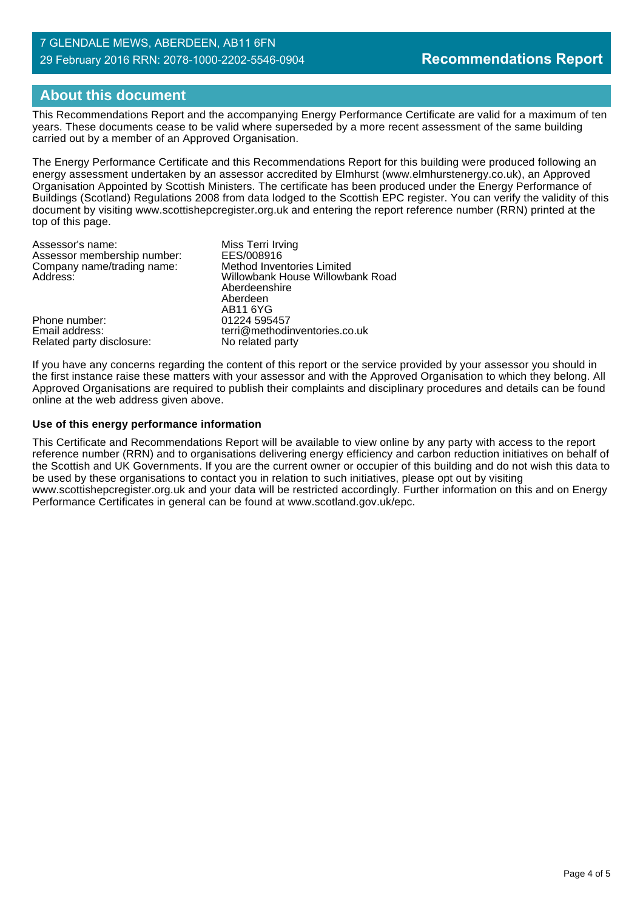## About this document

This Recommendations Report and the accompanying Energy Performance Certificate are valid for a maximum of ten years. These documents cease to be valid where superseded by a more recent assessment of the same building carried out by a member of an Approved Organisation.

The Energy Performance Certificate and this Recommendations Report for this building were produced following an energy assessment undertaken by an assessor accredited by Elmhurst (www.elmhurstenergy.co.uk), an Approved Organisation Appointed by Scottish Ministers. The certificate has been produced under the Energy Performance of Buildings (Scotland) Regulations 2008 from data lodged to the Scottish EPC register. You can verify the validity of this document by visiting www.scottishepcregister.org.uk and entering the report reference number (RRN) printed at the top of this page.

| | |
|---|---|
| Assessor's name: | Miss Terri Irving |
| Assessor membership number: | EES/008916 |
| Company name/trading name: | Method Inventories Limited |
| Address: | Willowbank House Willowbank Road<br>Aberdeenshire<br>Aberdeen<br>AB11 6YG |
| Phone number: | 01224 595457 |
| Email address: | terri@methodinventories.co.uk |
| Related party disclosure: | No related party |

If you have any concerns regarding the content of this report or the service provided by your assessor you should in the first instance raise these matters with your assessor and with the Approved Organisation to which they belong. All Approved Organisations are required to publish their complaints and disciplinary procedures and details can be found online at the web address given above.

**Use of this energy performance information**

This Certificate and Recommendations Report will be available to view online by any party with access to the report reference number (RRN) and to organisations delivering energy efficiency and carbon reduction initiatives on behalf of the Scottish and UK Governments. If you are the current owner or occupier of this building and do not wish this data to be used by these organisations to contact you in relation to such initiatives, please opt out by visiting www.scottishepcregister.org.uk and your data will be restricted accordingly. Further information on this and on Energy Performance Certificates in general can be found at www.scotland.gov.uk/epc.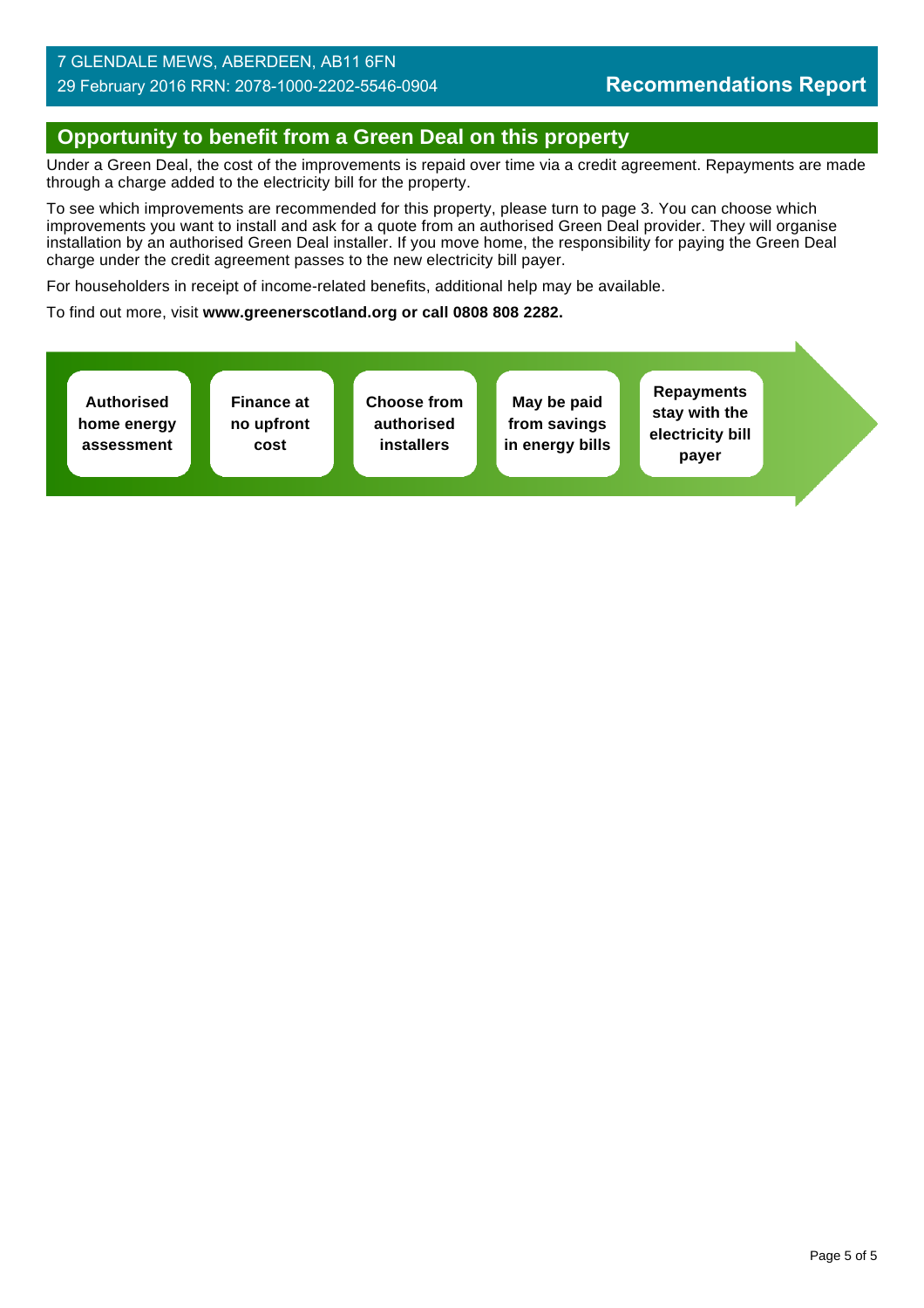## Opportunity to benefit from a Green Deal on this property

Under a Green Deal, the cost of the improvements is repaid over time via a credit agreement. Repayments are made through a charge added to the electricity bill for the property.

To see which improvements are recommended for this property, please turn to page 3. You can choose which improvements you want to install and ask for a quote from an authorised Green Deal provider. They will organise installation by an authorised Green Deal installer. If you move home, the responsibility for paying the Green Deal charge under the credit agreement passes to the new electricity bill payer.

For householders in receipt of income-related benefits, additional help may be available.

To find out more, visit **www.greenerscotland.org or call 0808 808 2282.**

**Authorised home energy assessment**

**Finance at no upfront cost**

**Choose from authorised installers**

**May be paid from savings in energy bills**

**Repayments stay with the electricity bill payer**